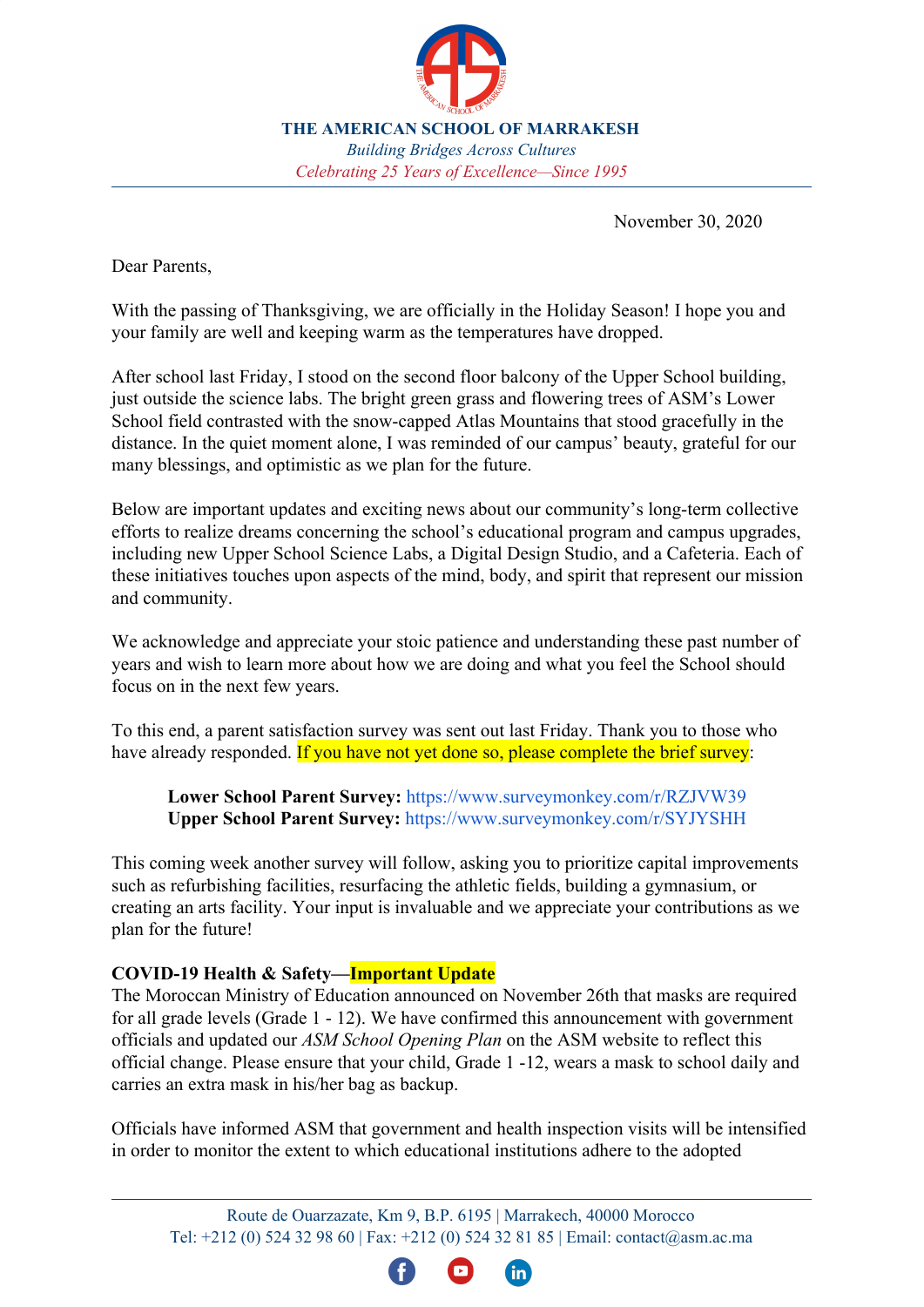# THE AMERICAN SCHOOL OF MARRAKESH

*Building Bridges Across Cultures*

*Celebrating 25 Years of Excellence—Since 1995*

November 30, 2020

Dear Parents,

With the passing of Thanksgiving, we are officially in the Holiday Season! I hope you and your family are well and keeping warm as the temperatures have dropped.

After school last Friday, I stood on the second floor balcony of the Upper School building, just outside the science labs. The bright green grass and flowering trees of ASM's Lower School field contrasted with the snow-capped Atlas Mountains that stood gracefully in the distance. In the quiet moment alone, I was reminded of our campus' beauty, grateful for our many blessings, and optimistic as we plan for the future.

Below are important updates and exciting news about our community's long-term collective efforts to realize dreams concerning the school's educational program and campus upgrades, including new Upper School Science Labs, a Digital Design Studio, and a Cafeteria. Each of these initiatives touches upon aspects of the mind, body, and spirit that represent our mission and community.

We acknowledge and appreciate your stoic patience and understanding these past number of years and wish to learn more about how we are doing and what you feel the School should focus on in the next few years.

To this end, a parent satisfaction survey was sent out last Friday. Thank you to those who have already responded. If you have not yet done so, please complete the brief survey:

> **Lower School Parent Survey:** https://www.surveymonkey.com/r/RZJVW39
> **Upper School Parent Survey:** https://www.surveymonkey.com/r/SYJYSHH

This coming week another survey will follow, asking you to prioritize capital improvements such as refurbishing facilities, resurfacing the athletic fields, building a gymnasium, or creating an arts facility. Your input is invaluable and we appreciate your contributions as we plan for the future!

**COVID-19 Health & Safety—Important Update**

The Moroccan Ministry of Education announced on November 26th that masks are required for all grade levels (Grade 1 - 12). We have confirmed this announcement with government officials and updated our *ASM School Opening Plan* on the ASM website to reflect this official change. Please ensure that your child, Grade 1 -12, wears a mask to school daily and carries an extra mask in his/her bag as backup.

Officials have informed ASM that government and health inspection visits will be intensified in order to monitor the extent to which educational institutions adhere to the adopted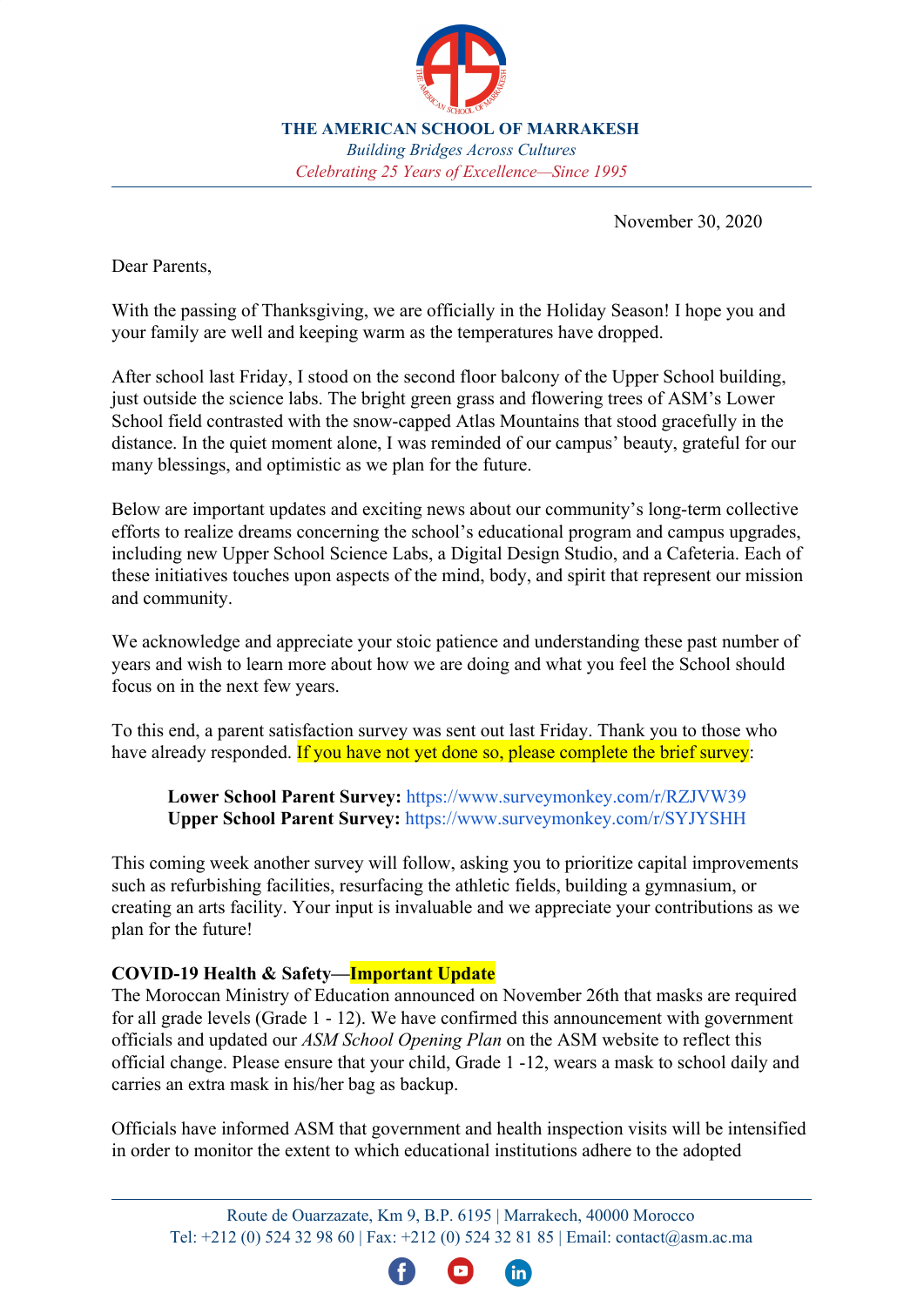**THE AMERICAN SCHOOL OF MARRAKESH**
*Building Bridges Across Cultures*
*Celebrating 25 Years of Excellence—Since 1995*

November 30, 2020

Dear Parents,

With the passing of Thanksgiving, we are officially in the Holiday Season! I hope you and your family are well and keeping warm as the temperatures have dropped.

After school last Friday, I stood on the second floor balcony of the Upper School building, just outside the science labs. The bright green grass and flowering trees of ASM's Lower School field contrasted with the snow-capped Atlas Mountains that stood gracefully in the distance. In the quiet moment alone, I was reminded of our campus' beauty, grateful for our many blessings, and optimistic as we plan for the future.

Below are important updates and exciting news about our community's long-term collective efforts to realize dreams concerning the school's educational program and campus upgrades, including new Upper School Science Labs, a Digital Design Studio, and a Cafeteria. Each of these initiatives touches upon aspects of the mind, body, and spirit that represent our mission and community.

We acknowledge and appreciate your stoic patience and understanding these past number of years and wish to learn more about how we are doing and what you feel the School should focus on in the next few years.

To this end, a parent satisfaction survey was sent out last Friday. Thank you to those who have already responded. If you have not yet done so, please complete the brief survey:

> **Lower School Parent Survey:** https://www.surveymonkey.com/r/RZJVW39
> **Upper School Parent Survey:** https://www.surveymonkey.com/r/SYJYSHH

This coming week another survey will follow, asking you to prioritize capital improvements such as refurbishing facilities, resurfacing the athletic fields, building a gymnasium, or creating an arts facility. Your input is invaluable and we appreciate your contributions as we plan for the future!

**COVID-19 Health & Safety—Important Update**

The Moroccan Ministry of Education announced on November 26th that masks are required for all grade levels (Grade 1 - 12). We have confirmed this announcement with government officials and updated our *ASM School Opening Plan* on the ASM website to reflect this official change. Please ensure that your child, Grade 1 -12, wears a mask to school daily and carries an extra mask in his/her bag as backup.

Officials have informed ASM that government and health inspection visits will be intensified in order to monitor the extent to which educational institutions adhere to the adopted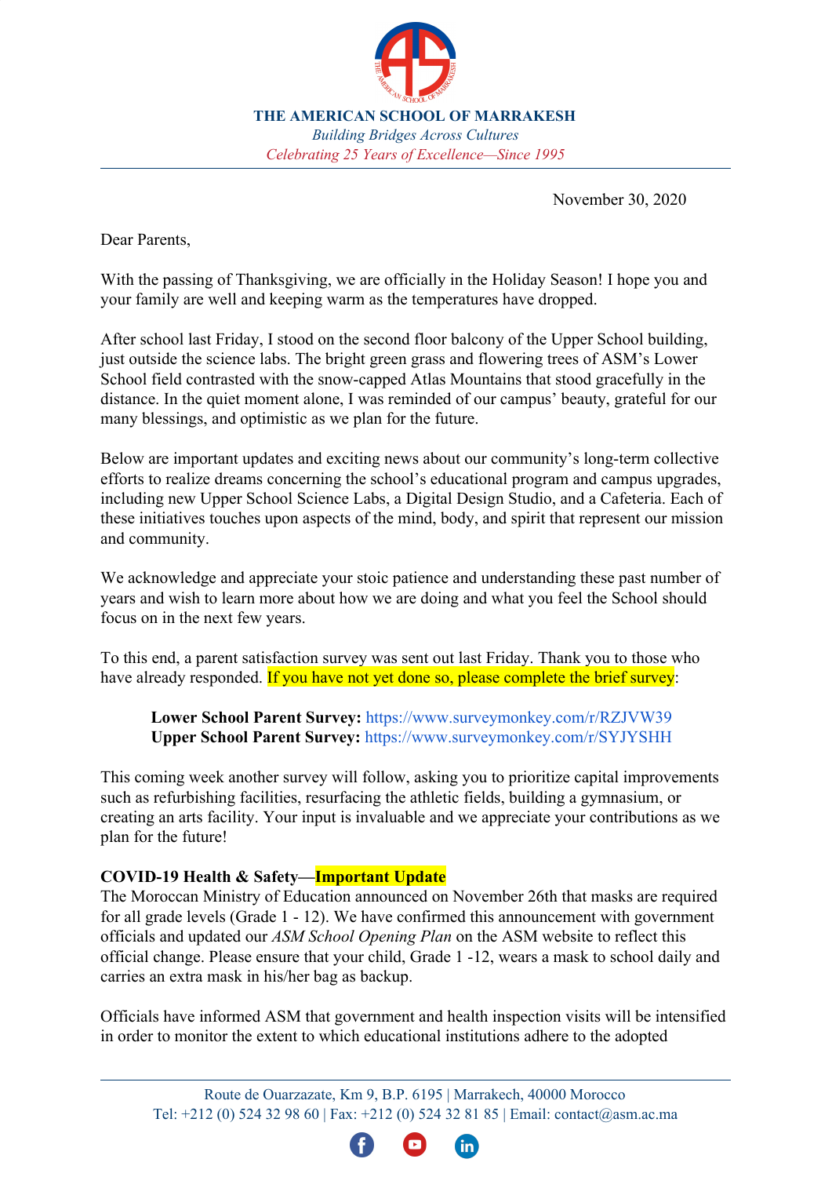**THE AMERICAN SCHOOL OF MARRAKESH**
*Building Bridges Across Cultures*
*Celebrating 25 Years of Excellence—Since 1995*

November 30, 2020

Dear Parents,

With the passing of Thanksgiving, we are officially in the Holiday Season! I hope you and your family are well and keeping warm as the temperatures have dropped.

After school last Friday, I stood on the second floor balcony of the Upper School building, just outside the science labs. The bright green grass and flowering trees of ASM's Lower School field contrasted with the snow-capped Atlas Mountains that stood gracefully in the distance. In the quiet moment alone, I was reminded of our campus' beauty, grateful for our many blessings, and optimistic as we plan for the future.

Below are important updates and exciting news about our community's long-term collective efforts to realize dreams concerning the school's educational program and campus upgrades, including new Upper School Science Labs, a Digital Design Studio, and a Cafeteria. Each of these initiatives touches upon aspects of the mind, body, and spirit that represent our mission and community.

We acknowledge and appreciate your stoic patience and understanding these past number of years and wish to learn more about how we are doing and what you feel the School should focus on in the next few years.

To this end, a parent satisfaction survey was sent out last Friday. Thank you to those who have already responded. If you have not yet done so, please complete the brief survey:

> **Lower School Parent Survey:** https://www.surveymonkey.com/r/RZJVW39
> **Upper School Parent Survey:** https://www.surveymonkey.com/r/SYJYSHH

This coming week another survey will follow, asking you to prioritize capital improvements such as refurbishing facilities, resurfacing the athletic fields, building a gymnasium, or creating an arts facility. Your input is invaluable and we appreciate your contributions as we plan for the future!

**COVID-19 Health & Safety—Important Update**

The Moroccan Ministry of Education announced on November 26th that masks are required for all grade levels (Grade 1 - 12). We have confirmed this announcement with government officials and updated our *ASM School Opening Plan* on the ASM website to reflect this official change. Please ensure that your child, Grade 1 -12, wears a mask to school daily and carries an extra mask in his/her bag as backup.

Officials have informed ASM that government and health inspection visits will be intensified in order to monitor the extent to which educational institutions adhere to the adopted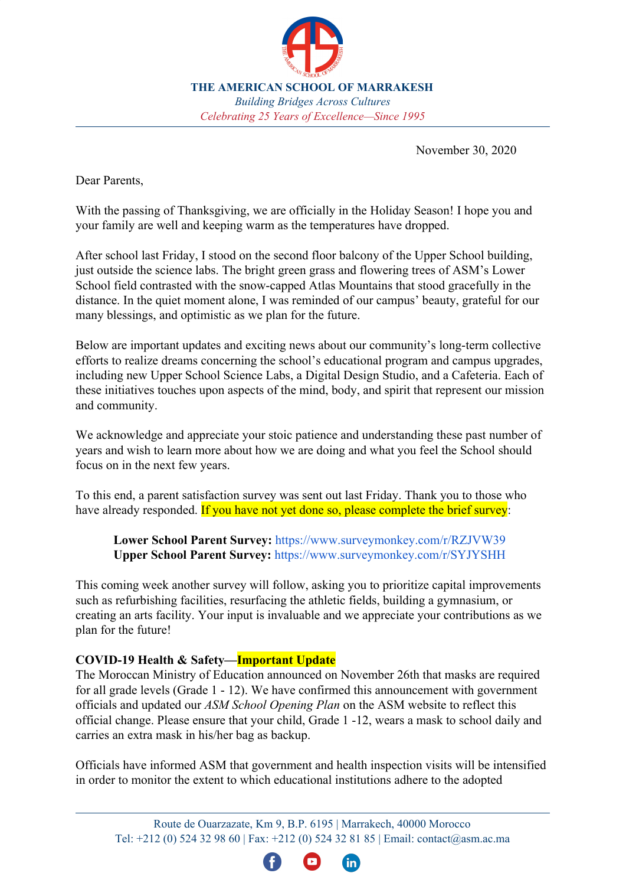**THE AMERICAN SCHOOL OF MARRAKESH**
*Building Bridges Across Cultures*
*Celebrating 25 Years of Excellence—Since 1995*

November 30, 2020

Dear Parents,

With the passing of Thanksgiving, we are officially in the Holiday Season! I hope you and your family are well and keeping warm as the temperatures have dropped.

After school last Friday, I stood on the second floor balcony of the Upper School building, just outside the science labs. The bright green grass and flowering trees of ASM's Lower School field contrasted with the snow-capped Atlas Mountains that stood gracefully in the distance. In the quiet moment alone, I was reminded of our campus' beauty, grateful for our many blessings, and optimistic as we plan for the future.

Below are important updates and exciting news about our community's long-term collective efforts to realize dreams concerning the school's educational program and campus upgrades, including new Upper School Science Labs, a Digital Design Studio, and a Cafeteria. Each of these initiatives touches upon aspects of the mind, body, and spirit that represent our mission and community.

We acknowledge and appreciate your stoic patience and understanding these past number of years and wish to learn more about how we are doing and what you feel the School should focus on in the next few years.

To this end, a parent satisfaction survey was sent out last Friday. Thank you to those who have already responded. If you have not yet done so, please complete the brief survey:

> **Lower School Parent Survey:** https://www.surveymonkey.com/r/RZJVW39
> **Upper School Parent Survey:** https://www.surveymonkey.com/r/SYJYSHH

This coming week another survey will follow, asking you to prioritize capital improvements such as refurbishing facilities, resurfacing the athletic fields, building a gymnasium, or creating an arts facility. Your input is invaluable and we appreciate your contributions as we plan for the future!

**COVID-19 Health & Safety—Important Update**

The Moroccan Ministry of Education announced on November 26th that masks are required for all grade levels (Grade 1 - 12). We have confirmed this announcement with government officials and updated our *ASM School Opening Plan* on the ASM website to reflect this official change. Please ensure that your child, Grade 1 -12, wears a mask to school daily and carries an extra mask in his/her bag as backup.

Officials have informed ASM that government and health inspection visits will be intensified in order to monitor the extent to which educational institutions adhere to the adopted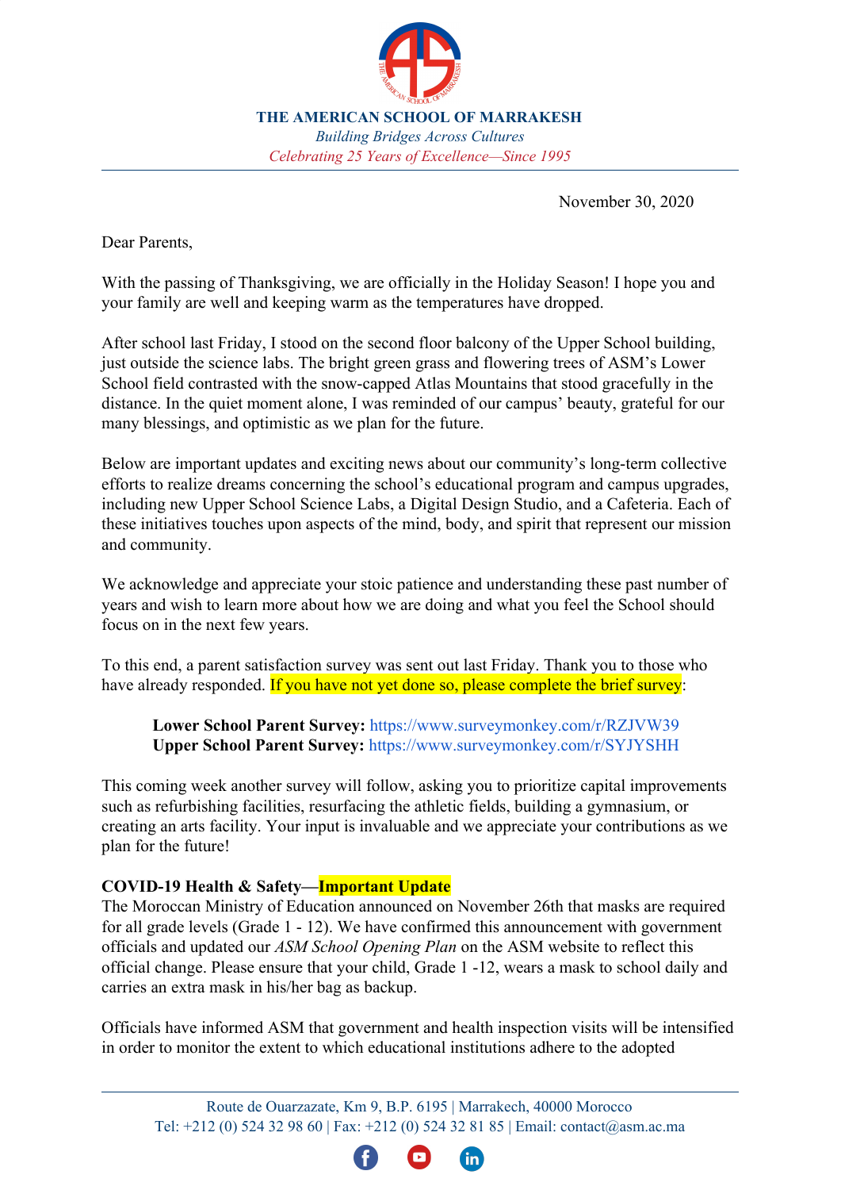**THE AMERICAN SCHOOL OF MARRAKESH**

*Building Bridges Across Cultures*

*Celebrating 25 Years of Excellence—Since 1995*

November 30, 2020

Dear Parents,

With the passing of Thanksgiving, we are officially in the Holiday Season! I hope you and your family are well and keeping warm as the temperatures have dropped.

After school last Friday, I stood on the second floor balcony of the Upper School building, just outside the science labs. The bright green grass and flowering trees of ASM's Lower School field contrasted with the snow-capped Atlas Mountains that stood gracefully in the distance. In the quiet moment alone, I was reminded of our campus' beauty, grateful for our many blessings, and optimistic as we plan for the future.

Below are important updates and exciting news about our community's long-term collective efforts to realize dreams concerning the school's educational program and campus upgrades, including new Upper School Science Labs, a Digital Design Studio, and a Cafeteria. Each of these initiatives touches upon aspects of the mind, body, and spirit that represent our mission and community.

We acknowledge and appreciate your stoic patience and understanding these past number of years and wish to learn more about how we are doing and what you feel the School should focus on in the next few years.

To this end, a parent satisfaction survey was sent out last Friday. Thank you to those who have already responded. If you have not yet done so, please complete the brief survey:

> **Lower School Parent Survey:** https://www.surveymonkey.com/r/RZJVW39
> **Upper School Parent Survey:** https://www.surveymonkey.com/r/SYJYSHH

This coming week another survey will follow, asking you to prioritize capital improvements such as refurbishing facilities, resurfacing the athletic fields, building a gymnasium, or creating an arts facility. Your input is invaluable and we appreciate your contributions as we plan for the future!

**COVID-19 Health & Safety—Important Update**

The Moroccan Ministry of Education announced on November 26th that masks are required for all grade levels (Grade 1 - 12). We have confirmed this announcement with government officials and updated our *ASM School Opening Plan* on the ASM website to reflect this official change. Please ensure that your child, Grade 1 -12, wears a mask to school daily and carries an extra mask in his/her bag as backup.

Officials have informed ASM that government and health inspection visits will be intensified in order to monitor the extent to which educational institutions adhere to the adopted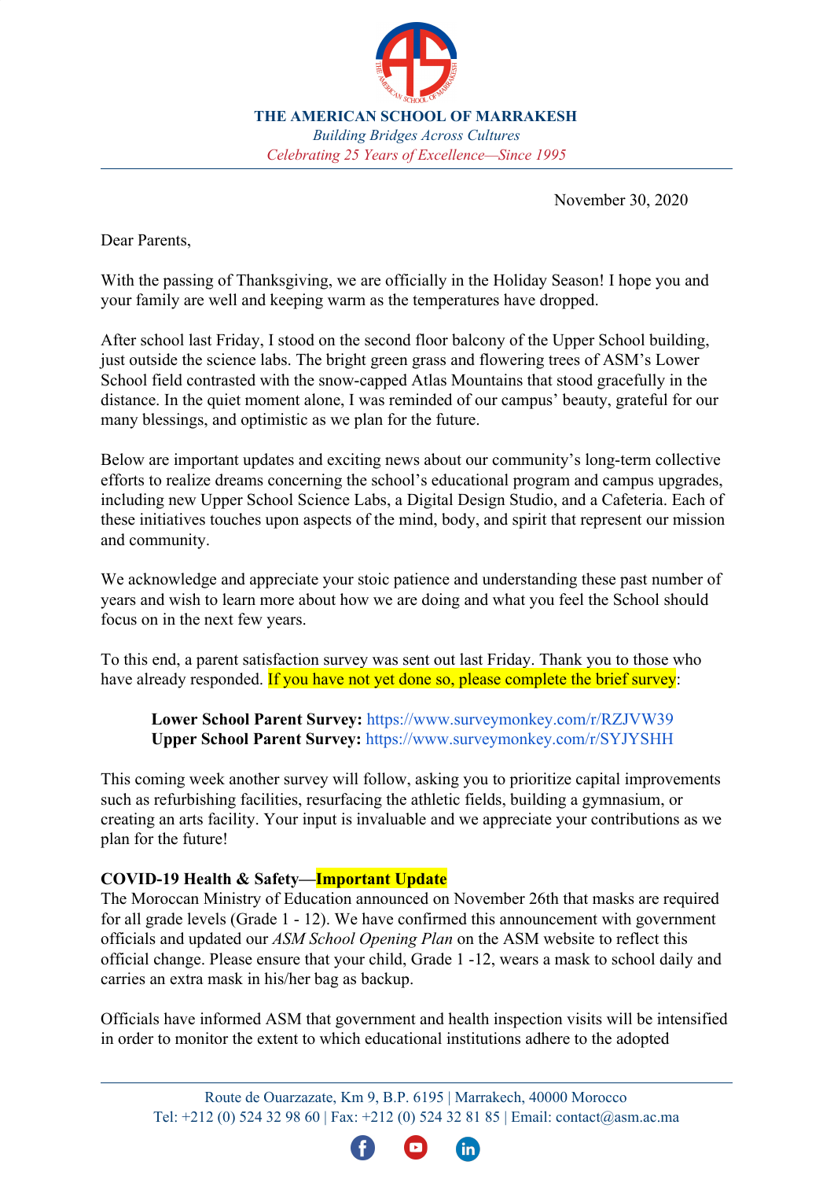**THE AMERICAN SCHOOL OF MARRAKESH**

*Building Bridges Across Cultures*

*Celebrating 25 Years of Excellence—Since 1995*

November 30, 2020

Dear Parents,

With the passing of Thanksgiving, we are officially in the Holiday Season! I hope you and your family are well and keeping warm as the temperatures have dropped.

After school last Friday, I stood on the second floor balcony of the Upper School building, just outside the science labs. The bright green grass and flowering trees of ASM's Lower School field contrasted with the snow-capped Atlas Mountains that stood gracefully in the distance. In the quiet moment alone, I was reminded of our campus' beauty, grateful for our many blessings, and optimistic as we plan for the future.

Below are important updates and exciting news about our community's long-term collective efforts to realize dreams concerning the school's educational program and campus upgrades, including new Upper School Science Labs, a Digital Design Studio, and a Cafeteria. Each of these initiatives touches upon aspects of the mind, body, and spirit that represent our mission and community.

We acknowledge and appreciate your stoic patience and understanding these past number of years and wish to learn more about how we are doing and what you feel the School should focus on in the next few years.

To this end, a parent satisfaction survey was sent out last Friday. Thank you to those who have already responded. If you have not yet done so, please complete the brief survey:

> **Lower School Parent Survey:** https://www.surveymonkey.com/r/RZJVW39
> **Upper School Parent Survey:** https://www.surveymonkey.com/r/SYJYSHH

This coming week another survey will follow, asking you to prioritize capital improvements such as refurbishing facilities, resurfacing the athletic fields, building a gymnasium, or creating an arts facility. Your input is invaluable and we appreciate your contributions as we plan for the future!

**COVID-19 Health & Safety—Important Update**

The Moroccan Ministry of Education announced on November 26th that masks are required for all grade levels (Grade 1 - 12). We have confirmed this announcement with government officials and updated our *ASM School Opening Plan* on the ASM website to reflect this official change. Please ensure that your child, Grade 1 -12, wears a mask to school daily and carries an extra mask in his/her bag as backup.

Officials have informed ASM that government and health inspection visits will be intensified in order to monitor the extent to which educational institutions adhere to the adopted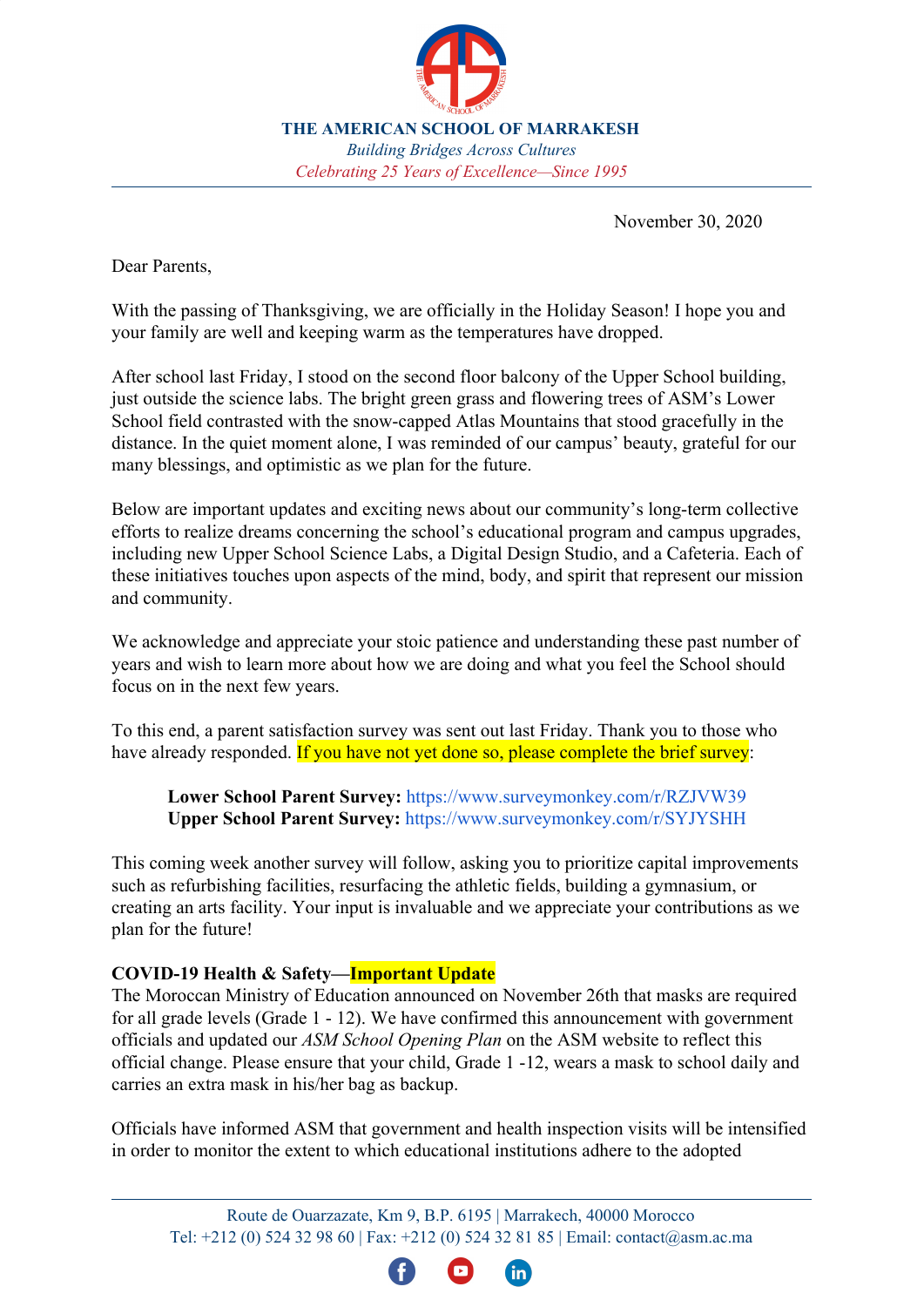**THE AMERICAN SCHOOL OF MARRAKESH**
*Building Bridges Across Cultures*
*Celebrating 25 Years of Excellence—Since 1995*

November 30, 2020

Dear Parents,

With the passing of Thanksgiving, we are officially in the Holiday Season! I hope you and your family are well and keeping warm as the temperatures have dropped.

After school last Friday, I stood on the second floor balcony of the Upper School building, just outside the science labs. The bright green grass and flowering trees of ASM's Lower School field contrasted with the snow-capped Atlas Mountains that stood gracefully in the distance. In the quiet moment alone, I was reminded of our campus' beauty, grateful for our many blessings, and optimistic as we plan for the future.

Below are important updates and exciting news about our community's long-term collective efforts to realize dreams concerning the school's educational program and campus upgrades, including new Upper School Science Labs, a Digital Design Studio, and a Cafeteria. Each of these initiatives touches upon aspects of the mind, body, and spirit that represent our mission and community.

We acknowledge and appreciate your stoic patience and understanding these past number of years and wish to learn more about how we are doing and what you feel the School should focus on in the next few years.

To this end, a parent satisfaction survey was sent out last Friday. Thank you to those who have already responded. If you have not yet done so, please complete the brief survey:

> **Lower School Parent Survey:** https://www.surveymonkey.com/r/RZJVW39
> **Upper School Parent Survey:** https://www.surveymonkey.com/r/SYJYSHH

This coming week another survey will follow, asking you to prioritize capital improvements such as refurbishing facilities, resurfacing the athletic fields, building a gymnasium, or creating an arts facility. Your input is invaluable and we appreciate your contributions as we plan for the future!

**COVID-19 Health & Safety—Important Update**

The Moroccan Ministry of Education announced on November 26th that masks are required for all grade levels (Grade 1 - 12). We have confirmed this announcement with government officials and updated our *ASM School Opening Plan* on the ASM website to reflect this official change. Please ensure that your child, Grade 1 -12, wears a mask to school daily and carries an extra mask in his/her bag as backup.

Officials have informed ASM that government and health inspection visits will be intensified in order to monitor the extent to which educational institutions adhere to the adopted

Route de Ouarzazate, Km 9, B.P. 6195 | Marrakech, 40000 Morocco
Tel: +212 (0) 524 32 98 60 | Fax: +212 (0) 524 32 81 85 | Email: contact@asm.ac.ma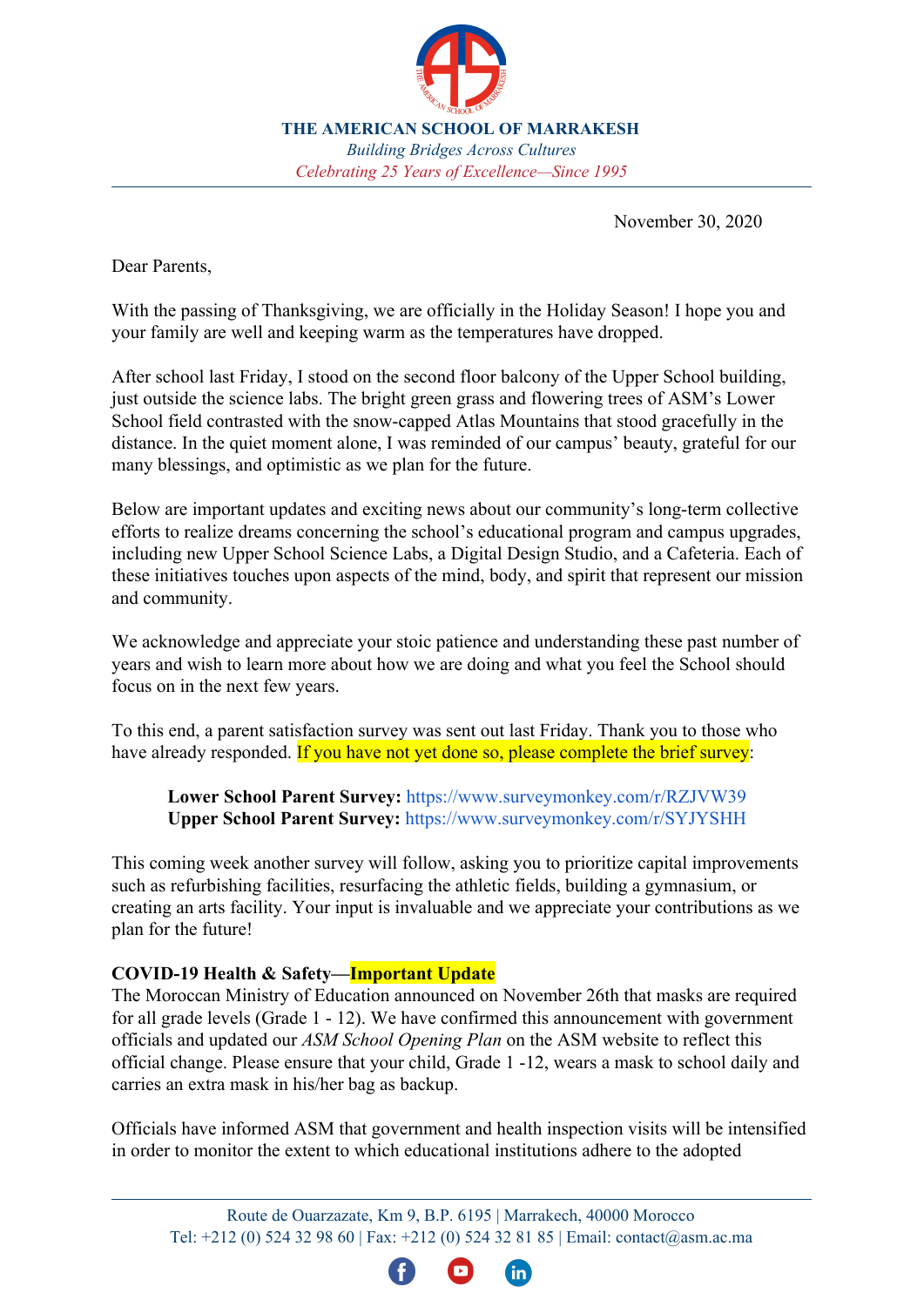**THE AMERICAN SCHOOL OF MARRAKESH**

*Building Bridges Across Cultures*

*Celebrating 25 Years of Excellence—Since 1995*

November 30, 2020

Dear Parents,

With the passing of Thanksgiving, we are officially in the Holiday Season! I hope you and your family are well and keeping warm as the temperatures have dropped.

After school last Friday, I stood on the second floor balcony of the Upper School building, just outside the science labs. The bright green grass and flowering trees of ASM's Lower School field contrasted with the snow-capped Atlas Mountains that stood gracefully in the distance. In the quiet moment alone, I was reminded of our campus' beauty, grateful for our many blessings, and optimistic as we plan for the future.

Below are important updates and exciting news about our community's long-term collective efforts to realize dreams concerning the school's educational program and campus upgrades, including new Upper School Science Labs, a Digital Design Studio, and a Cafeteria. Each of these initiatives touches upon aspects of the mind, body, and spirit that represent our mission and community.

We acknowledge and appreciate your stoic patience and understanding these past number of years and wish to learn more about how we are doing and what you feel the School should focus on in the next few years.

To this end, a parent satisfaction survey was sent out last Friday. Thank you to those who have already responded. If you have not yet done so, please complete the brief survey:

> **Lower School Parent Survey:** https://www.surveymonkey.com/r/RZJVW39
> **Upper School Parent Survey:** https://www.surveymonkey.com/r/SYJYSHH

This coming week another survey will follow, asking you to prioritize capital improvements such as refurbishing facilities, resurfacing the athletic fields, building a gymnasium, or creating an arts facility. Your input is invaluable and we appreciate your contributions as we plan for the future!

**COVID-19 Health & Safety—Important Update**

The Moroccan Ministry of Education announced on November 26th that masks are required for all grade levels (Grade 1 - 12). We have confirmed this announcement with government officials and updated our *ASM School Opening Plan* on the ASM website to reflect this official change. Please ensure that your child, Grade 1 -12, wears a mask to school daily and carries an extra mask in his/her bag as backup.

Officials have informed ASM that government and health inspection visits will be intensified in order to monitor the extent to which educational institutions adhere to the adopted

Route de Ouarzazate, Km 9, B.P. 6195 | Marrakech, 40000 Morocco
Tel: +212 (0) 524 32 98 60 | Fax: +212 (0) 524 32 81 85 | Email: contact@asm.ac.ma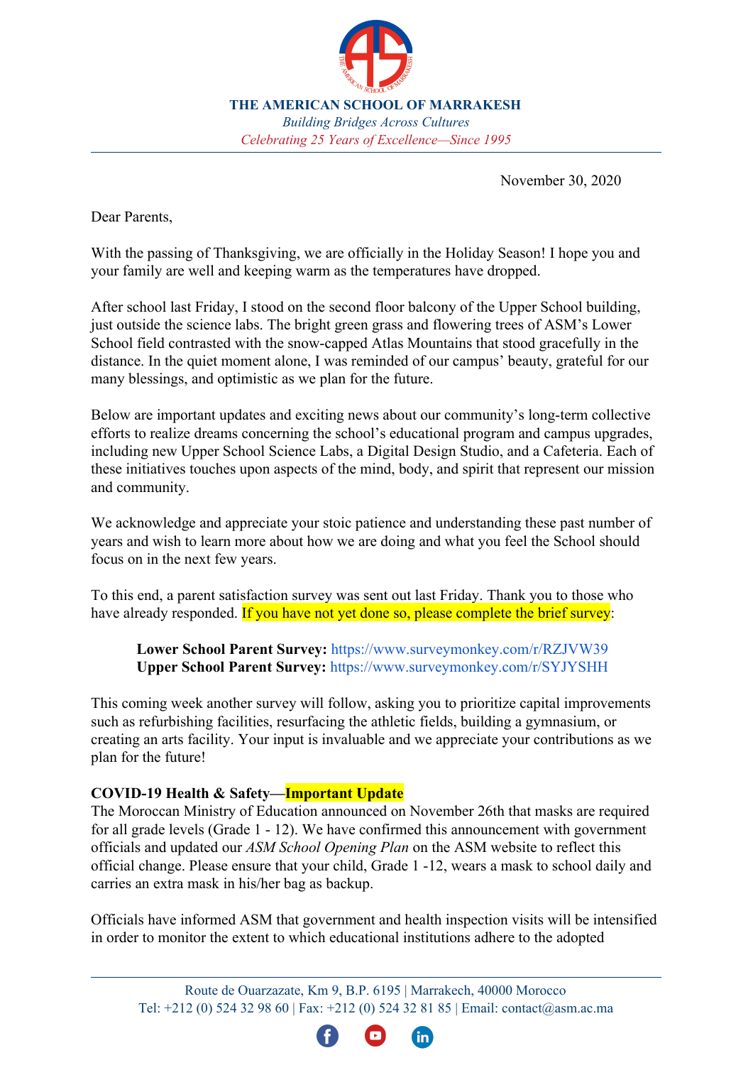**THE AMERICAN SCHOOL OF MARRAKESH**
*Building Bridges Across Cultures*
*Celebrating 25 Years of Excellence—Since 1995*

November 30, 2020

Dear Parents,

With the passing of Thanksgiving, we are officially in the Holiday Season! I hope you and your family are well and keeping warm as the temperatures have dropped.

After school last Friday, I stood on the second floor balcony of the Upper School building, just outside the science labs. The bright green grass and flowering trees of ASM's Lower School field contrasted with the snow-capped Atlas Mountains that stood gracefully in the distance. In the quiet moment alone, I was reminded of our campus' beauty, grateful for our many blessings, and optimistic as we plan for the future.

Below are important updates and exciting news about our community's long-term collective efforts to realize dreams concerning the school's educational program and campus upgrades, including new Upper School Science Labs, a Digital Design Studio, and a Cafeteria. Each of these initiatives touches upon aspects of the mind, body, and spirit that represent our mission and community.

We acknowledge and appreciate your stoic patience and understanding these past number of years and wish to learn more about how we are doing and what you feel the School should focus on in the next few years.

To this end, a parent satisfaction survey was sent out last Friday. Thank you to those who have already responded. If you have not yet done so, please complete the brief survey:

> **Lower School Parent Survey:** https://www.surveymonkey.com/r/RZJVW39
> **Upper School Parent Survey:** https://www.surveymonkey.com/r/SYJYSHH

This coming week another survey will follow, asking you to prioritize capital improvements such as refurbishing facilities, resurfacing the athletic fields, building a gymnasium, or creating an arts facility. Your input is invaluable and we appreciate your contributions as we plan for the future!

**COVID-19 Health & Safety—Important Update**

The Moroccan Ministry of Education announced on November 26th that masks are required for all grade levels (Grade 1 - 12). We have confirmed this announcement with government officials and updated our *ASM School Opening Plan* on the ASM website to reflect this official change. Please ensure that your child, Grade 1 -12, wears a mask to school daily and carries an extra mask in his/her bag as backup.

Officials have informed ASM that government and health inspection visits will be intensified in order to monitor the extent to which educational institutions adhere to the adopted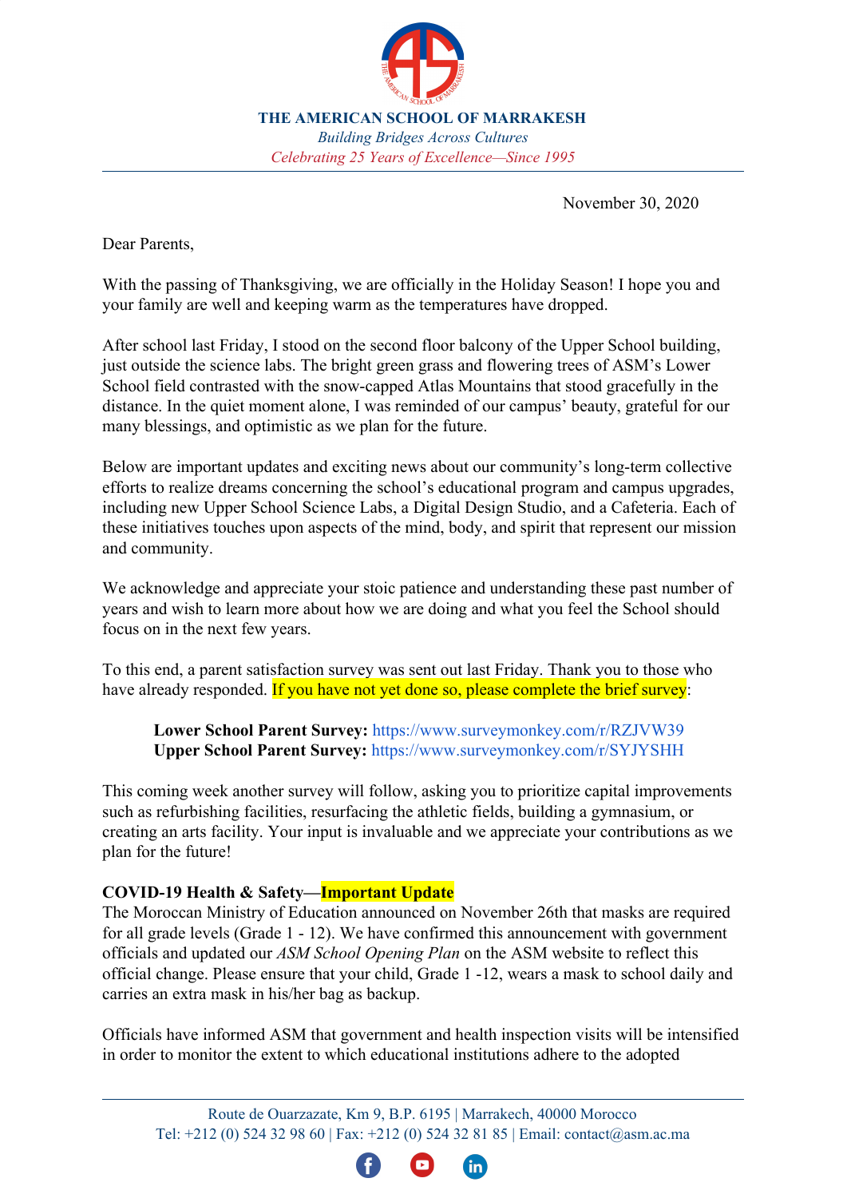**THE AMERICAN SCHOOL OF MARRAKESH**
*Building Bridges Across Cultures*
*Celebrating 25 Years of Excellence—Since 1995*

November 30, 2020

Dear Parents,

With the passing of Thanksgiving, we are officially in the Holiday Season! I hope you and your family are well and keeping warm as the temperatures have dropped.

After school last Friday, I stood on the second floor balcony of the Upper School building, just outside the science labs. The bright green grass and flowering trees of ASM's Lower School field contrasted with the snow-capped Atlas Mountains that stood gracefully in the distance. In the quiet moment alone, I was reminded of our campus' beauty, grateful for our many blessings, and optimistic as we plan for the future.

Below are important updates and exciting news about our community's long-term collective efforts to realize dreams concerning the school's educational program and campus upgrades, including new Upper School Science Labs, a Digital Design Studio, and a Cafeteria. Each of these initiatives touches upon aspects of the mind, body, and spirit that represent our mission and community.

We acknowledge and appreciate your stoic patience and understanding these past number of years and wish to learn more about how we are doing and what you feel the School should focus on in the next few years.

To this end, a parent satisfaction survey was sent out last Friday. Thank you to those who have already responded. If you have not yet done so, please complete the brief survey:

> **Lower School Parent Survey:** https://www.surveymonkey.com/r/RZJVW39
> **Upper School Parent Survey:** https://www.surveymonkey.com/r/SYJYSHH

This coming week another survey will follow, asking you to prioritize capital improvements such as refurbishing facilities, resurfacing the athletic fields, building a gymnasium, or creating an arts facility. Your input is invaluable and we appreciate your contributions as we plan for the future!

**COVID-19 Health & Safety—Important Update**

The Moroccan Ministry of Education announced on November 26th that masks are required for all grade levels (Grade 1 - 12). We have confirmed this announcement with government officials and updated our *ASM School Opening Plan* on the ASM website to reflect this official change. Please ensure that your child, Grade 1 -12, wears a mask to school daily and carries an extra mask in his/her bag as backup.

Officials have informed ASM that government and health inspection visits will be intensified in order to monitor the extent to which educational institutions adhere to the adopted

Route de Ouarzazate, Km 9, B.P. 6195 | Marrakech, 40000 Morocco
Tel: +212 (0) 524 32 98 60 | Fax: +212 (0) 524 32 81 85 | Email: contact@asm.ac.ma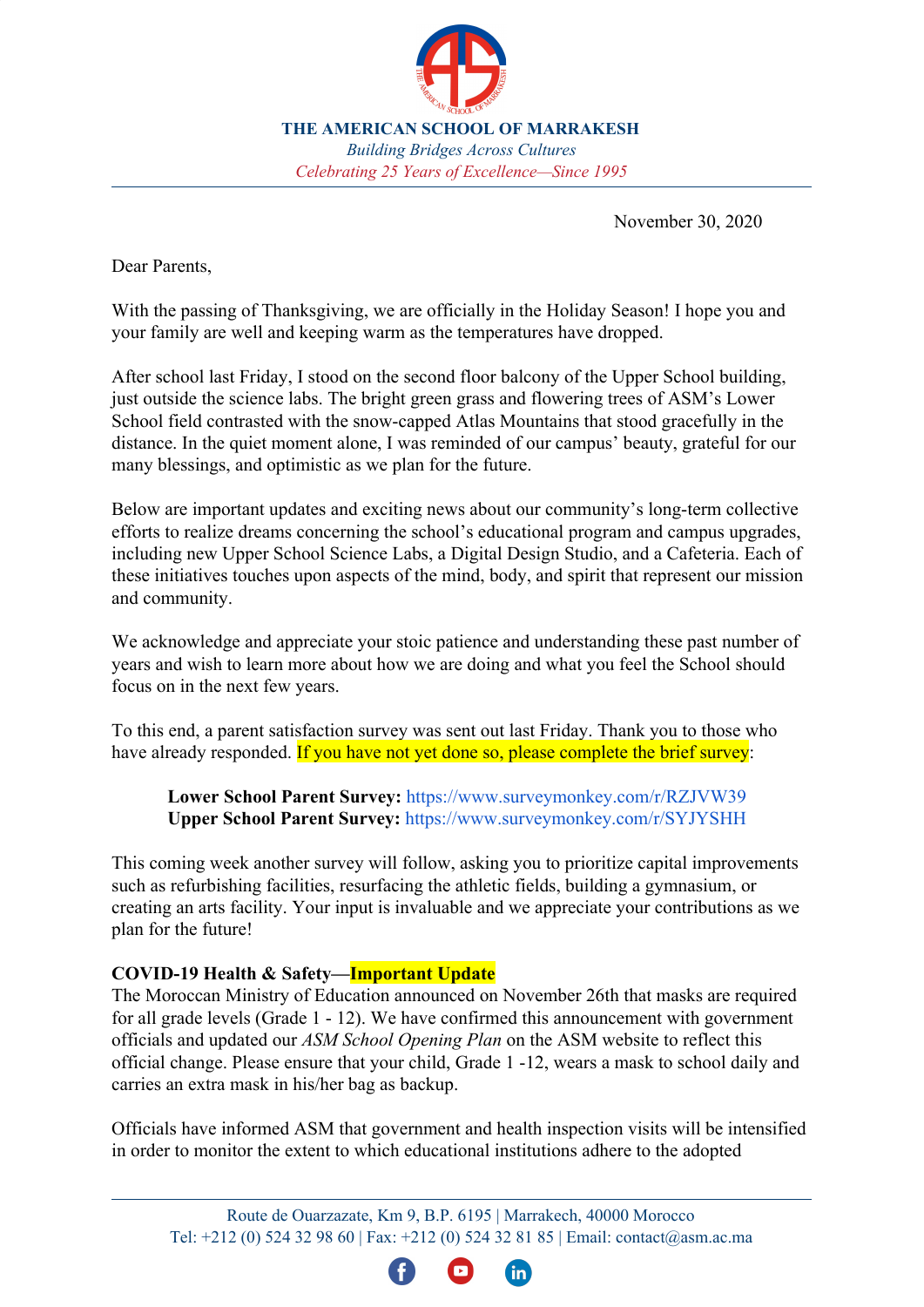**THE AMERICAN SCHOOL OF MARRAKESH**

*Building Bridges Across Cultures*

*Celebrating 25 Years of Excellence—Since 1995*

November 30, 2020

Dear Parents,

With the passing of Thanksgiving, we are officially in the Holiday Season! I hope you and your family are well and keeping warm as the temperatures have dropped.

After school last Friday, I stood on the second floor balcony of the Upper School building, just outside the science labs. The bright green grass and flowering trees of ASM's Lower School field contrasted with the snow-capped Atlas Mountains that stood gracefully in the distance. In the quiet moment alone, I was reminded of our campus' beauty, grateful for our many blessings, and optimistic as we plan for the future.

Below are important updates and exciting news about our community's long-term collective efforts to realize dreams concerning the school's educational program and campus upgrades, including new Upper School Science Labs, a Digital Design Studio, and a Cafeteria. Each of these initiatives touches upon aspects of the mind, body, and spirit that represent our mission and community.

We acknowledge and appreciate your stoic patience and understanding these past number of years and wish to learn more about how we are doing and what you feel the School should focus on in the next few years.

To this end, a parent satisfaction survey was sent out last Friday. Thank you to those who have already responded. If you have not yet done so, please complete the brief survey:

> **Lower School Parent Survey:** https://www.surveymonkey.com/r/RZJVW39
> **Upper School Parent Survey:** https://www.surveymonkey.com/r/SYJYSHH

This coming week another survey will follow, asking you to prioritize capital improvements such as refurbishing facilities, resurfacing the athletic fields, building a gymnasium, or creating an arts facility. Your input is invaluable and we appreciate your contributions as we plan for the future!

**COVID-19 Health & Safety—Important Update**

The Moroccan Ministry of Education announced on November 26th that masks are required for all grade levels (Grade 1 - 12). We have confirmed this announcement with government officials and updated our *ASM School Opening Plan* on the ASM website to reflect this official change. Please ensure that your child, Grade 1 -12, wears a mask to school daily and carries an extra mask in his/her bag as backup.

Officials have informed ASM that government and health inspection visits will be intensified in order to monitor the extent to which educational institutions adhere to the adopted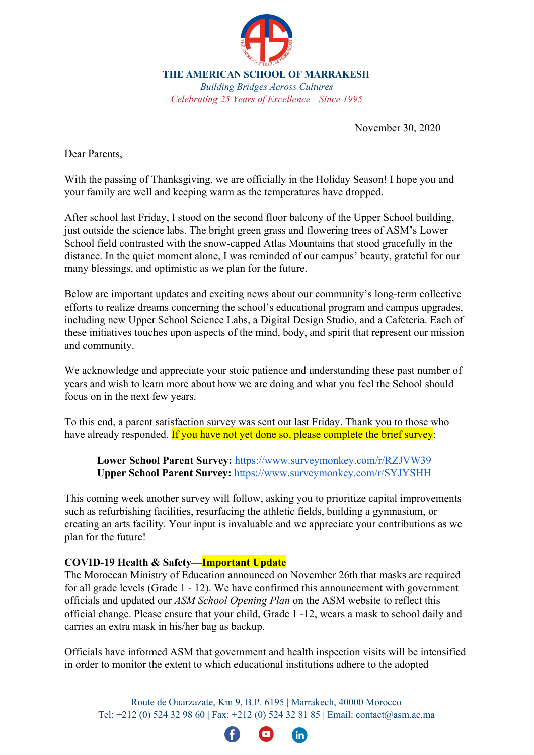**THE AMERICAN SCHOOL OF MARRAKESH**
*Building Bridges Across Cultures*
*Celebrating 25 Years of Excellence—Since 1995*

November 30, 2020

Dear Parents,

With the passing of Thanksgiving, we are officially in the Holiday Season! I hope you and your family are well and keeping warm as the temperatures have dropped.

After school last Friday, I stood on the second floor balcony of the Upper School building, just outside the science labs. The bright green grass and flowering trees of ASM's Lower School field contrasted with the snow-capped Atlas Mountains that stood gracefully in the distance. In the quiet moment alone, I was reminded of our campus' beauty, grateful for our many blessings, and optimistic as we plan for the future.

Below are important updates and exciting news about our community's long-term collective efforts to realize dreams concerning the school's educational program and campus upgrades, including new Upper School Science Labs, a Digital Design Studio, and a Cafeteria. Each of these initiatives touches upon aspects of the mind, body, and spirit that represent our mission and community.

We acknowledge and appreciate your stoic patience and understanding these past number of years and wish to learn more about how we are doing and what you feel the School should focus on in the next few years.

To this end, a parent satisfaction survey was sent out last Friday. Thank you to those who have already responded. If you have not yet done so, please complete the brief survey:

> **Lower School Parent Survey:** https://www.surveymonkey.com/r/RZJVW39
> **Upper School Parent Survey:** https://www.surveymonkey.com/r/SYJYSHH

This coming week another survey will follow, asking you to prioritize capital improvements such as refurbishing facilities, resurfacing the athletic fields, building a gymnasium, or creating an arts facility. Your input is invaluable and we appreciate your contributions as we plan for the future!

**COVID-19 Health & Safety—Important Update**

The Moroccan Ministry of Education announced on November 26th that masks are required for all grade levels (Grade 1 - 12). We have confirmed this announcement with government officials and updated our *ASM School Opening Plan* on the ASM website to reflect this official change. Please ensure that your child, Grade 1 -12, wears a mask to school daily and carries an extra mask in his/her bag as backup.

Officials have informed ASM that government and health inspection visits will be intensified in order to monitor the extent to which educational institutions adhere to the adopted

Route de Ouarzazate, Km 9, B.P. 6195 | Marrakech, 40000 Morocco
Tel: +212 (0) 524 32 98 60 | Fax: +212 (0) 524 32 81 85 | Email: contact@asm.ac.ma